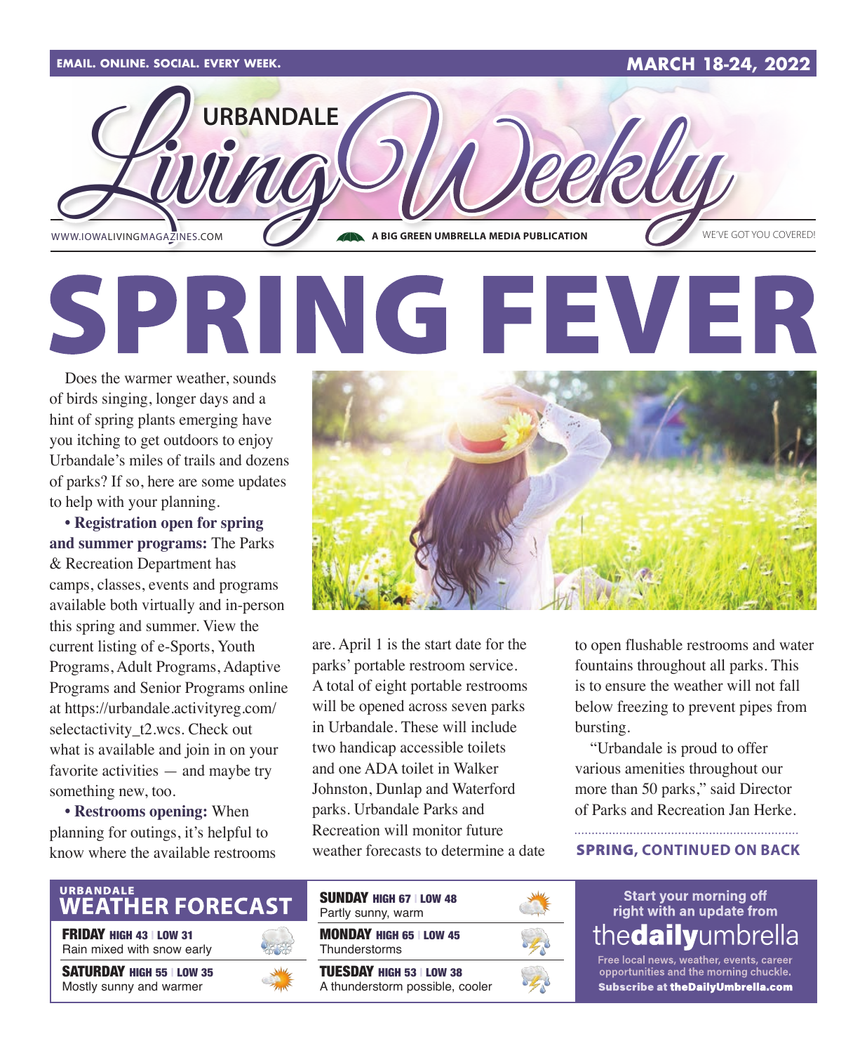EMAIL. ONLINE. SOCIAL. EVERY WEEK. **MARCH 18-24, 2022**

# URBANDALE Living Weekly

WWW.IOWALIVINGMAGAZINES.COM — A BIG GREEN UMBRELLA MEDIA PUBLICATION — WE'VE GOT YOU COVERED!

# SPRING FEVER

Does the warmer weather, sounds of birds singing, longer days and a hint of spring plants emerging have you itching to get outdoors to enjoy Urbandale's miles of trails and dozens of parks? If so, here are some updates to help with your planning.

**• Registration open for spring and summer programs:** The Parks & Recreation Department has camps, classes, events and programs available both virtually and in-person this spring and summer. View the current listing of e-Sports, Youth Programs, Adult Programs, Adaptive Programs and Senior Programs online at https://urbandale.activityreg.com/selectactivity_t2.wcs. Check out what is available and join in on your favorite activities — and maybe try something new, too.

**• Restrooms opening:** When planning for outings, it's helpful to know where the available restrooms are. April 1 is the start date for the parks' portable restroom service. A total of eight portable restrooms will be opened across seven parks in Urbandale. These will include two handicap accessible toilets and one ADA toilet in Walker Johnston, Dunlap and Waterford parks. Urbandale Parks and Recreation will monitor future weather forecasts to determine a date to open flushable restrooms and water fountains throughout all parks. This is to ensure the weather will not fall below freezing to prevent pipes from bursting.

"Urbandale is proud to offer various amenities throughout our more than 50 parks," said Director of Parks and Recreation Jan Herke.

**SPRING, CONTINUED ON BACK**

## URBANDALE WEATHER FORECAST

**FRIDAY** HIGH 43 | LOW 31
Rain mixed with snow early

**SATURDAY** HIGH 55 | LOW 35
Mostly sunny and warmer

**SUNDAY** HIGH 67 | LOW 48
Partly sunny, warm

**MONDAY** HIGH 65 | LOW 45
Thunderstorms

**TUESDAY** HIGH 53 | LOW 38
A thunderstorm possible, cooler

Start your morning off right with an update from **thedailyumbrella**

Free local news, weather, events, career opportunities and the morning chuckle.
**Subscribe at theDailyUmbrella.com**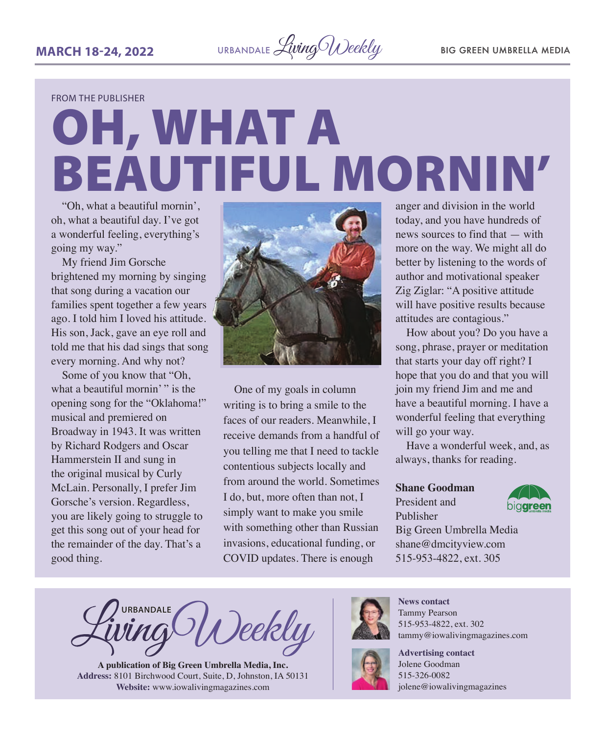FROM THE PUBLISHER

# OH, WHAT A BEAUTIFUL MORNIN'

"Oh, what a beautiful mornin', oh, what a beautiful day. I've got a wonderful feeling, everything's going my way."

My friend Jim Gorsche brightened my morning by singing that song during a vacation our families spent together a few years ago. I told him I loved his attitude. His son, Jack, gave an eye roll and told me that his dad sings that song every morning. And why not?

Some of you know that "Oh, what a beautiful mornin' " is the opening song for the "Oklahoma!" musical and premiered on Broadway in 1943. It was written by Richard Rodgers and Oscar Hammerstein II and sung in the original musical by Curly McLain. Personally, I prefer Jim Gorsche's version. Regardless, you are likely going to struggle to get this song out of your head for the remainder of the day. That's a good thing.

One of my goals in column writing is to bring a smile to the faces of our readers. Meanwhile, I receive demands from a handful of you telling me that I need to tackle contentious subjects locally and from around the world. Sometimes I do, but, more often than not, I simply want to make you smile with something other than Russian invasions, educational funding, or COVID updates. There is enough anger and division in the world today, and you have hundreds of news sources to find that — with more on the way. We might all do better by listening to the words of author and motivational speaker Zig Ziglar: "A positive attitude will have positive results because attitudes are contagious."

How about you? Do you have a song, phrase, prayer or meditation that starts your day off right? I hope that you do and that you will join my friend Jim and me and have a beautiful morning. I have a wonderful feeling that everything will go your way.

Have a wonderful week, and, as always, thanks for reading.

**Shane Goodman**
President and Publisher
Big Green Umbrella Media
shane@dmcityview.com
515-953-4822, ext. 305

---

URBANDALE Living Weekly

**A publication of Big Green Umbrella Media, Inc.**
**Address:** 8101 Birchwood Court, Suite, D, Johnston, IA 50131
**Website:** www.iowalivingmagazines.com

**News contact**
Tammy Pearson
515-953-4822, ext. 302
tammy@iowalivingmagazines.com

**Advertising contact**
Jolene Goodman
515-326-0082
jolene@iowalivingmagazines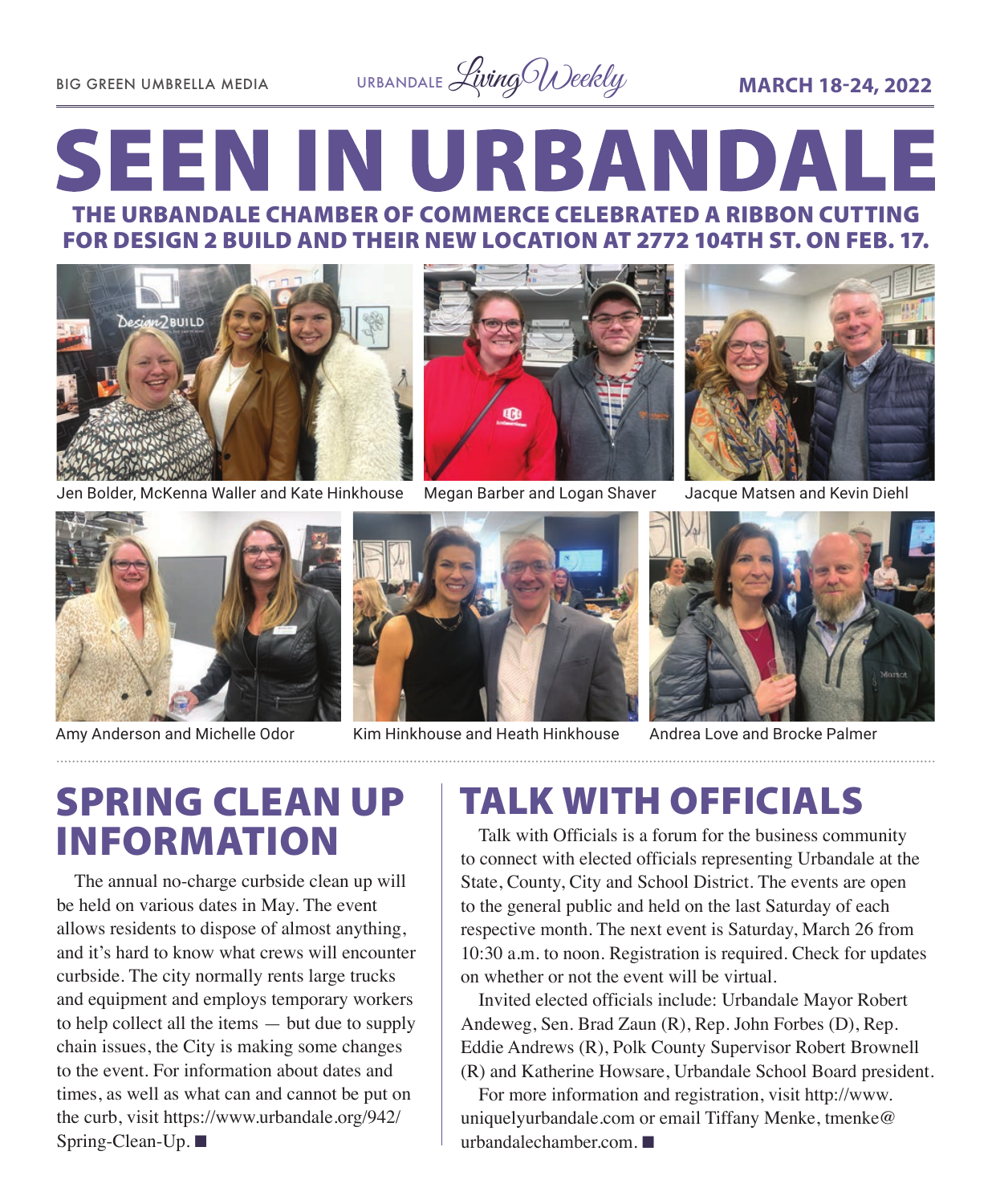# SEEN IN URBANDALE

## THE URBANDALE CHAMBER OF COMMERCE CELEBRATED A RIBBON CUTTING FOR DESIGN 2 BUILD AND THEIR NEW LOCATION AT 2772 104TH ST. ON FEB. 17.

Jen Bolder, McKenna Waller and Kate Hinkhouse

Megan Barber and Logan Shaver

Jacque Matsen and Kevin Diehl

Amy Anderson and Michelle Odor

Kim Hinkhouse and Heath Hinkhouse

Andrea Love and Brocke Palmer

## SPRING CLEAN UP INFORMATION

The annual no-charge curbside clean up will be held on various dates in May. The event allows residents to dispose of almost anything, and it's hard to know what crews will encounter curbside. The city normally rents large trucks and equipment and employs temporary workers to help collect all the items — but due to supply chain issues, the City is making some changes to the event. For information about dates and times, as well as what can and cannot be put on the curb, visit https://www.urbandale.org/942/Spring-Clean-Up. ■

## TALK WITH OFFICIALS

Talk with Officials is a forum for the business community to connect with elected officials representing Urbandale at the State, County, City and School District. The events are open to the general public and held on the last Saturday of each respective month. The next event is Saturday, March 26 from 10:30 a.m. to noon. Registration is required. Check for updates on whether or not the event will be virtual.

Invited elected officials include: Urbandale Mayor Robert Andeweg, Sen. Brad Zaun (R), Rep. John Forbes (D), Rep. Eddie Andrews (R), Polk County Supervisor Robert Brownell (R) and Katherine Howsare, Urbandale School Board president.

For more information and registration, visit http://www.uniquelyurbandale.com or email Tiffany Menke, tmenke@urbandalechamber.com. ■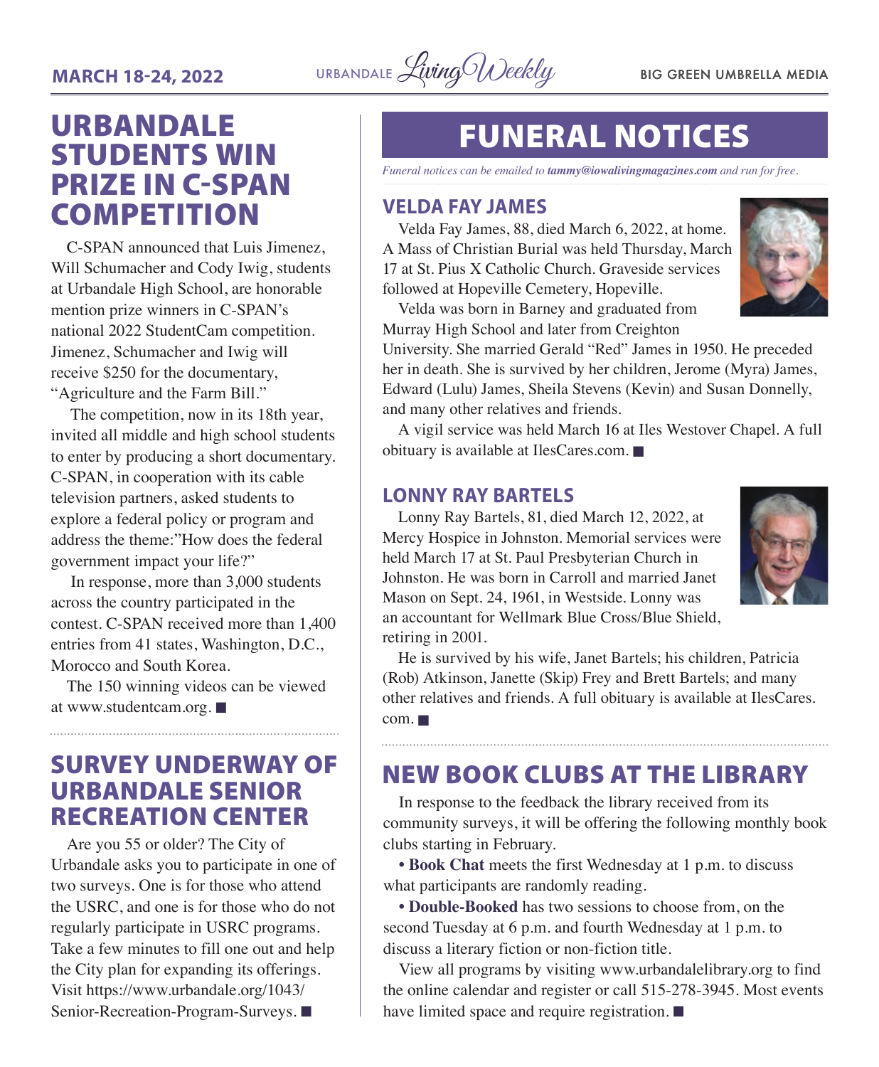# URBANDALE STUDENTS WIN PRIZE IN C-SPAN COMPETITION

C-SPAN announced that Luis Jimenez, Will Schumacher and Cody Iwig, students at Urbandale High School, are honorable mention prize winners in C-SPAN's national 2022 StudentCam competition. Jimenez, Schumacher and Iwig will receive $250 for the documentary, "Agriculture and the Farm Bill."

The competition, now in its 18th year, invited all middle and high school students to enter by producing a short documentary. C-SPAN, in cooperation with its cable television partners, asked students to explore a federal policy or program and address the theme:"How does the federal government impact your life?"

In response, more than 3,000 students across the country participated in the contest. C-SPAN received more than 1,400 entries from 41 states, Washington, D.C., Morocco and South Korea.

The 150 winning videos can be viewed at www.studentcam.org. ■

# SURVEY UNDERWAY OF URBANDALE SENIOR RECREATION CENTER

Are you 55 or older? The City of Urbandale asks you to participate in one of two surveys. One is for those who attend the USRC, and one is for those who do not regularly participate in USRC programs. Take a few minutes to fill one out and help the City plan for expanding its offerings. Visit https://www.urbandale.org/1043/Senior-Recreation-Program-Surveys. ■

# FUNERAL NOTICES

*Funeral notices can be emailed to **tammy@iowalivingmagazines.com** and run for free.*

## VELDA FAY JAMES

Velda Fay James, 88, died March 6, 2022, at home. A Mass of Christian Burial was held Thursday, March 17 at St. Pius X Catholic Church. Graveside services followed at Hopeville Cemetery, Hopeville.

Velda was born in Barney and graduated from Murray High School and later from Creighton University. She married Gerald "Red" James in 1950. He preceded her in death. She is survived by her children, Jerome (Myra) James, Edward (Lulu) James, Sheila Stevens (Kevin) and Susan Donnelly, and many other relatives and friends.

A vigil service was held March 16 at Iles Westover Chapel. A full obituary is available at IlesCares.com. ■

## LONNY RAY BARTELS

Lonny Ray Bartels, 81, died March 12, 2022, at Mercy Hospice in Johnston. Memorial services were held March 17 at St. Paul Presbyterian Church in Johnston. He was born in Carroll and married Janet Mason on Sept. 24, 1961, in Westside. Lonny was an accountant for Wellmark Blue Cross/Blue Shield, retiring in 2001.

He is survived by his wife, Janet Bartels; his children, Patricia (Rob) Atkinson, Janette (Skip) Frey and Brett Bartels; and many other relatives and friends. A full obituary is available at IlesCares.com. ■

# NEW BOOK CLUBS AT THE LIBRARY

In response to the feedback the library received from its community surveys, it will be offering the following monthly book clubs starting in February.

- **Book Chat** meets the first Wednesday at 1 p.m. to discuss what participants are randomly reading.
- **Double-Booked** has two sessions to choose from, on the second Tuesday at 6 p.m. and fourth Wednesday at 1 p.m. to discuss a literary fiction or non-fiction title.

View all programs by visiting www.urbandalelibrary.org to find the online calendar and register or call 515-278-3945. Most events have limited space and require registration. ■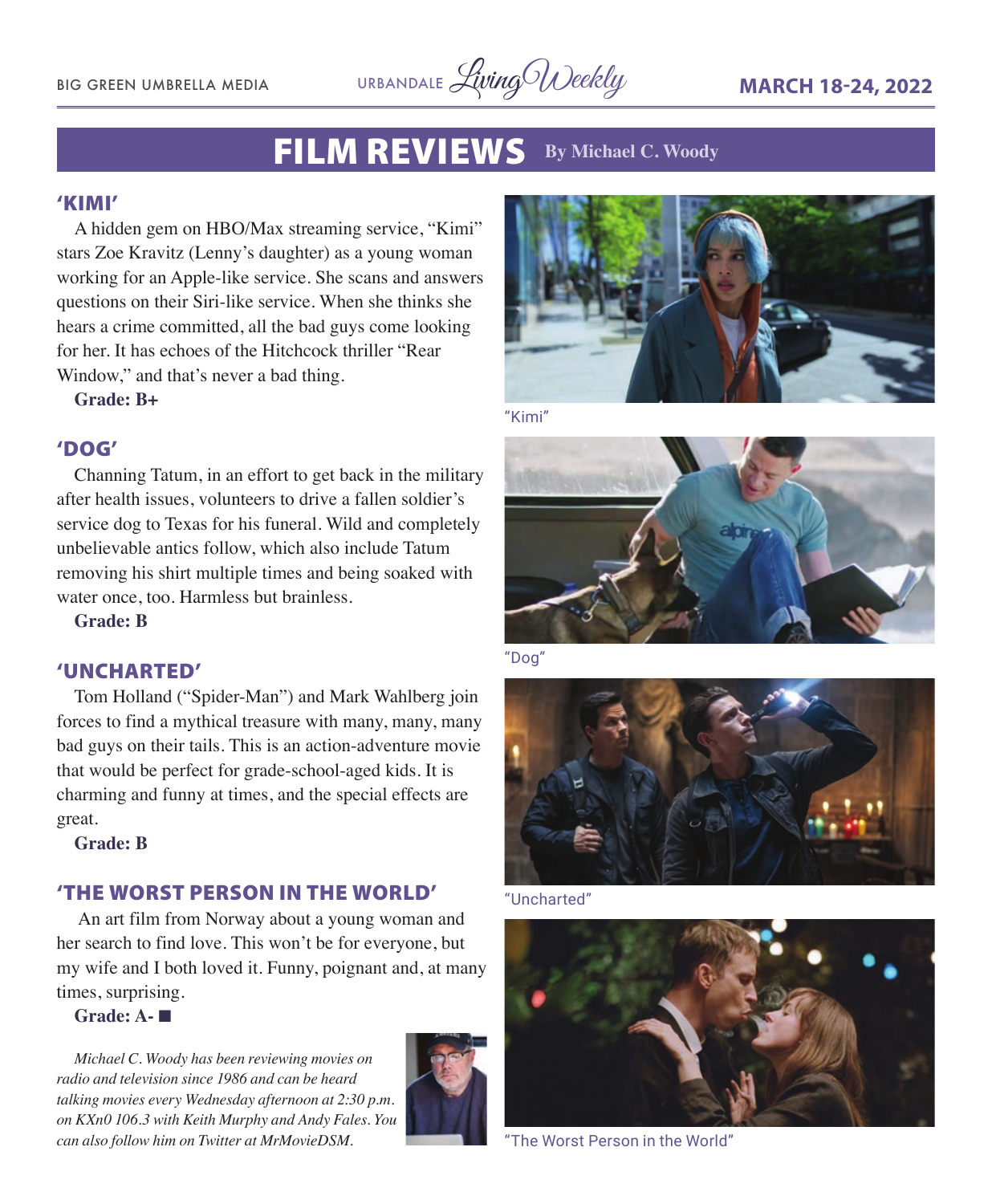# FILM REVIEWS

**By Michael C. Woody**

## 'KIMI'

A hidden gem on HBO/Max streaming service, "Kimi" stars Zoe Kravitz (Lenny's daughter) as a young woman working for an Apple-like service. She scans and answers questions on their Siri-like service. When she thinks she hears a crime committed, all the bad guys come looking for her. It has echoes of the Hitchcock thriller "Rear Window," and that's never a bad thing.

**Grade: B+**

"Kimi"

## 'DOG'

Channing Tatum, in an effort to get back in the military after health issues, volunteers to drive a fallen soldier's service dog to Texas for his funeral. Wild and completely unbelievable antics follow, which also include Tatum removing his shirt multiple times and being soaked with water once, too. Harmless but brainless.

**Grade: B**

"Dog"

## 'UNCHARTED'

Tom Holland ("Spider-Man") and Mark Wahlberg join forces to find a mythical treasure with many, many, many bad guys on their tails. This is an action-adventure movie that would be perfect for grade-school-aged kids. It is charming and funny at times, and the special effects are great.

**Grade: B**

"Uncharted"

## 'THE WORST PERSON IN THE WORLD'

An art film from Norway about a young woman and her search to find love. This won't be for everyone, but my wife and I both loved it. Funny, poignant and, at many times, surprising.

**Grade: A-** ■

"The Worst Person in the World"

*Michael C. Woody has been reviewing movies on radio and television since 1986 and can be heard talking movies every Wednesday afternoon at 2:30 p.m. on KXn0 106.3 with Keith Murphy and Andy Fales. You can also follow him on Twitter at MrMovieDSM.*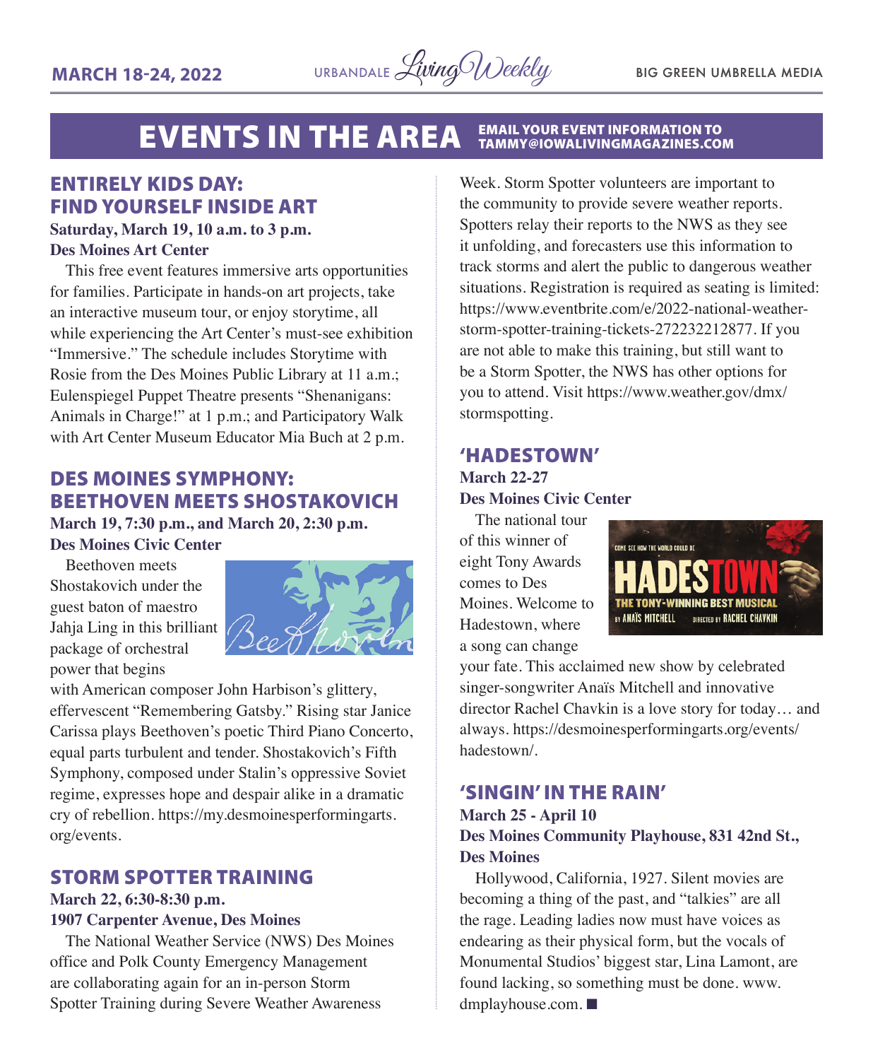# EVENTS IN THE AREA

EMAIL YOUR EVENT INFORMATION TO TAMMY@IOWALIVINGMAGAZINES.COM

## ENTIRELY KIDS DAY: FIND YOURSELF INSIDE ART

**Saturday, March 19, 10 a.m. to 3 p.m.**
**Des Moines Art Center**

This free event features immersive arts opportunities for families. Participate in hands-on art projects, take an interactive museum tour, or enjoy storytime, all while experiencing the Art Center's must-see exhibition "Immersive." The schedule includes Storytime with Rosie from the Des Moines Public Library at 11 a.m.; Eulenspiegel Puppet Theatre presents "Shenanigans: Animals in Charge!" at 1 p.m.; and Participatory Walk with Art Center Museum Educator Mia Buch at 2 p.m.

## DES MOINES SYMPHONY: BEETHOVEN MEETS SHOSTAKOVICH

**March 19, 7:30 p.m., and March 20, 2:30 p.m.**
**Des Moines Civic Center**

Beethoven meets Shostakovich under the guest baton of maestro Jahja Ling in this brilliant package of orchestral power that begins with American composer John Harbison's glittery, effervescent "Remembering Gatsby." Rising star Janice Carissa plays Beethoven's poetic Third Piano Concerto, equal parts turbulent and tender. Shostakovich's Fifth Symphony, composed under Stalin's oppressive Soviet regime, expresses hope and despair alike in a dramatic cry of rebellion. https://my.desmoinesperformingarts.org/events.

## STORM SPOTTER TRAINING

**March 22, 6:30-8:30 p.m.**
**1907 Carpenter Avenue, Des Moines**

The National Weather Service (NWS) Des Moines office and Polk County Emergency Management are collaborating again for an in-person Storm Spotter Training during Severe Weather Awareness Week. Storm Spotter volunteers are important to the community to provide severe weather reports. Spotters relay their reports to the NWS as they see it unfolding, and forecasters use this information to track storms and alert the public to dangerous weather situations. Registration is required as seating is limited: https://www.eventbrite.com/e/2022-national-weather-storm-spotter-training-tickets-272232212877. If you are not able to make this training, but still want to be a Storm Spotter, the NWS has other options for you to attend. Visit https://www.weather.gov/dmx/stormspotting.

## 'HADESTOWN'

**March 22-27**
**Des Moines Civic Center**

The national tour of this winner of eight Tony Awards comes to Des Moines. Welcome to Hadestown, where a song can change your fate. This acclaimed new show by celebrated singer-songwriter Anaïs Mitchell and innovative director Rachel Chavkin is a love story for today… and always. https://desmoinesperformingarts.org/events/hadestown/.

## 'SINGIN' IN THE RAIN'

**March 25 - April 10**
**Des Moines Community Playhouse, 831 42nd St., Des Moines**

Hollywood, California, 1927. Silent movies are becoming a thing of the past, and "talkies" are all the rage. Leading ladies now must have voices as endearing as their physical form, but the vocals of Monumental Studios' biggest star, Lina Lamont, are found lacking, so something must be done. www.dmplayhouse.com. ■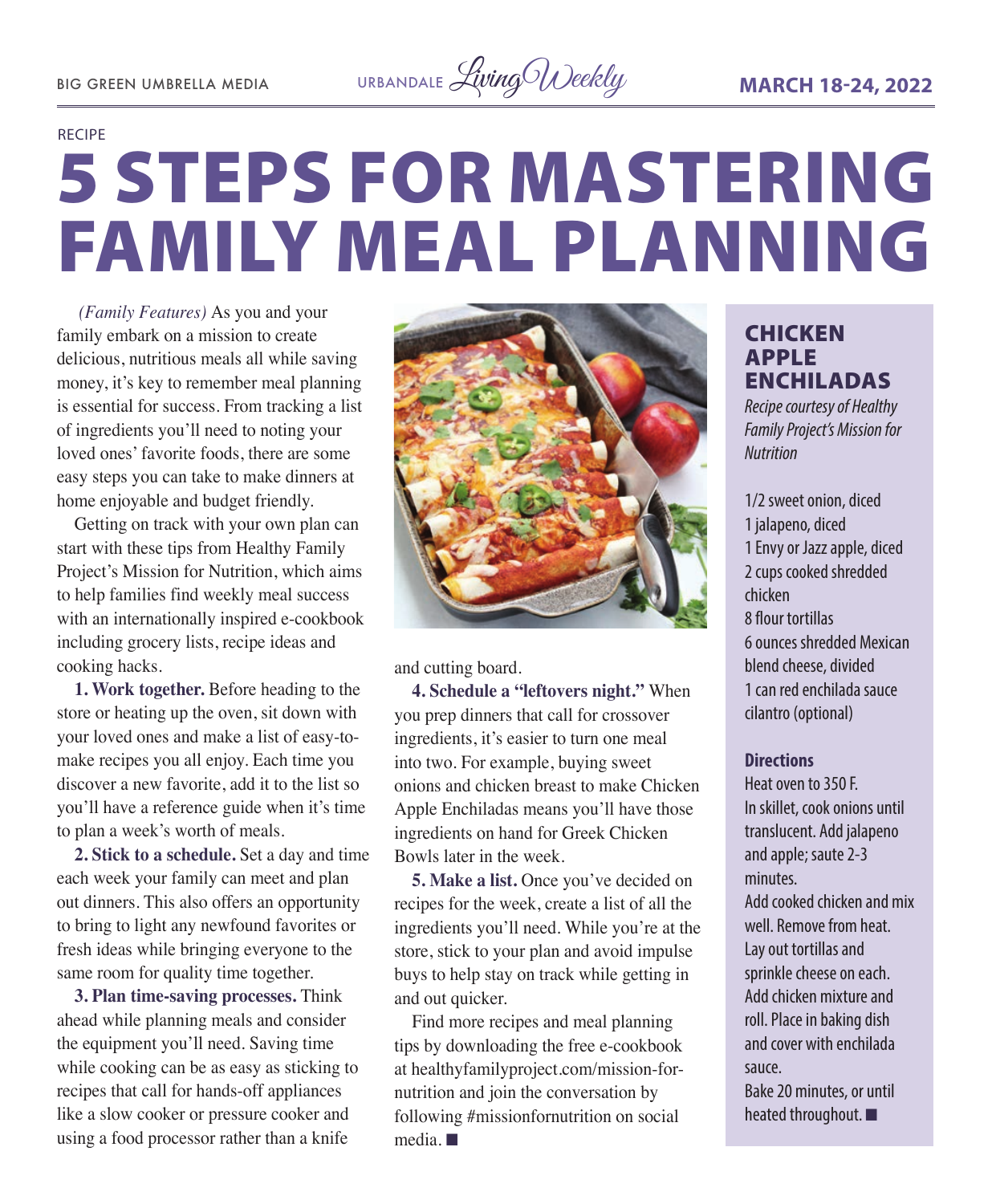RECIPE

# 5 STEPS FOR MASTERING FAMILY MEAL PLANNING

*(Family Features)* As you and your family embark on a mission to create delicious, nutritious meals all while saving money, it's key to remember meal planning is essential for success. From tracking a list of ingredients you'll need to noting your loved ones' favorite foods, there are some easy steps you can take to make dinners at home enjoyable and budget friendly.

Getting on track with your own plan can start with these tips from Healthy Family Project's Mission for Nutrition, which aims to help families find weekly meal success with an internationally inspired e-cookbook including grocery lists, recipe ideas and cooking hacks.

**1. Work together.** Before heading to the store or heating up the oven, sit down with your loved ones and make a list of easy-to-make recipes you all enjoy. Each time you discover a new favorite, add it to the list so you'll have a reference guide when it's time to plan a week's worth of meals.

**2. Stick to a schedule.** Set a day and time each week your family can meet and plan out dinners. This also offers an opportunity to bring to light any newfound favorites or fresh ideas while bringing everyone to the same room for quality time together.

**3. Plan time-saving processes.** Think ahead while planning meals and consider the equipment you'll need. Saving time while cooking can be as easy as sticking to recipes that call for hands-off appliances like a slow cooker or pressure cooker and using a food processor rather than a knife and cutting board.

**4. Schedule a "leftovers night."** When you prep dinners that call for crossover ingredients, it's easier to turn one meal into two. For example, buying sweet onions and chicken breast to make Chicken Apple Enchiladas means you'll have those ingredients on hand for Greek Chicken Bowls later in the week.

**5. Make a list.** Once you've decided on recipes for the week, create a list of all the ingredients you'll need. While you're at the store, stick to your plan and avoid impulse buys to help stay on track while getting in and out quicker.

Find more recipes and meal planning tips by downloading the free e-cookbook at healthyfamilyproject.com/mission-for-nutrition and join the conversation by following #missionfornutrition on social media. ■

## CHICKEN APPLE ENCHILADAS

*Recipe courtesy of Healthy Family Project's Mission for Nutrition*

1/2 sweet onion, diced
1 jalapeno, diced
1 Envy or Jazz apple, diced
2 cups cooked shredded chicken
8 flour tortillas
6 ounces shredded Mexican blend cheese, divided
1 can red enchilada sauce
cilantro (optional)

**Directions**

Heat oven to 350 F.

In skillet, cook onions until translucent. Add jalapeno and apple; saute 2-3 minutes.

Add cooked chicken and mix well. Remove from heat.

Lay out tortillas and sprinkle cheese on each. Add chicken mixture and roll. Place in baking dish and cover with enchilada sauce.

Bake 20 minutes, or until heated throughout. ■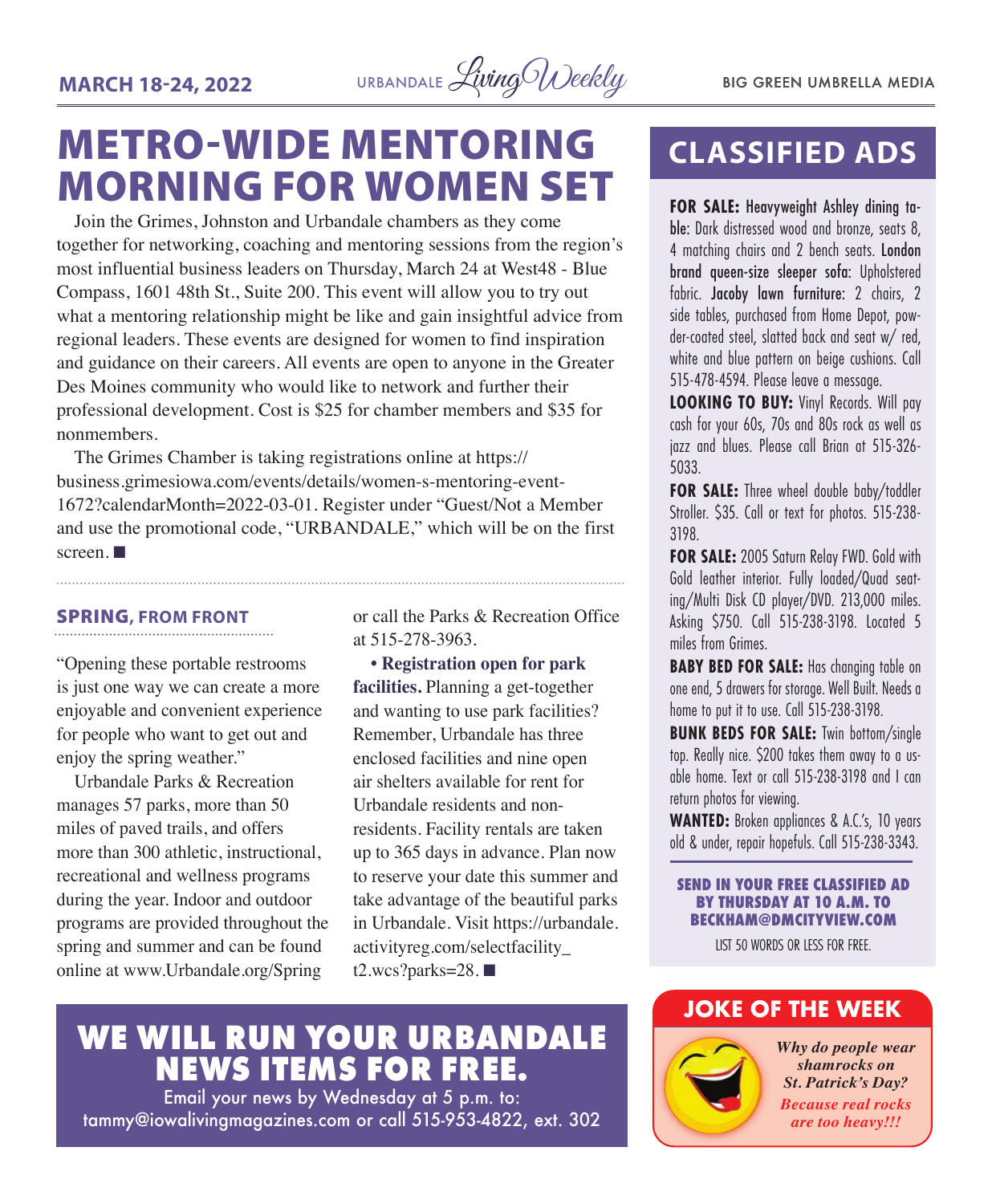# METRO-WIDE MENTORING MORNING FOR WOMEN SET

Join the Grimes, Johnston and Urbandale chambers as they come together for networking, coaching and mentoring sessions from the region's most influential business leaders on Thursday, March 24 at West48 - Blue Compass, 1601 48th St., Suite 200. This event will allow you to try out what a mentoring relationship might be like and gain insightful advice from regional leaders. These events are designed for women to find inspiration and guidance on their careers. All events are open to anyone in the Greater Des Moines community who would like to network and further their professional development. Cost is $25 for chamber members and $35 for nonmembers.

The Grimes Chamber is taking registrations online at https://business.grimesiowa.com/events/details/women-s-mentoring-event-1672?calendarMonth=2022-03-01. Register under "Guest/Not a Member and use the promotional code, "URBANDALE," which will be on the first screen. ■

### SPRING, FROM FRONT

"Opening these portable restrooms is just one way we can create a more enjoyable and convenient experience for people who want to get out and enjoy the spring weather."

Urbandale Parks & Recreation manages 57 parks, more than 50 miles of paved trails, and offers more than 300 athletic, instructional, recreational and wellness programs during the year. Indoor and outdoor programs are provided throughout the spring and summer and can be found online at www.Urbandale.org/Spring or call the Parks & Recreation Office at 515-278-3963.

**• Registration open for park facilities.** Planning a get-together and wanting to use park facilities? Remember, Urbandale has three enclosed facilities and nine open air shelters available for rent for Urbandale residents and non-residents. Facility rentals are taken up to 365 days in advance. Plan now to reserve your date this summer and take advantage of the beautiful parks in Urbandale. Visit https://urbandale.activityreg.com/selectfacility_t2.wcs?parks=28. ■

## WE WILL RUN YOUR URBANDALE NEWS ITEMS FOR FREE.

Email your news by Wednesday at 5 p.m. to: tammy@iowalivingmagazines.com or call 515-953-4822, ext. 302

## CLASSIFIED ADS

**FOR SALE:** Heavyweight Ashley dining table: Dark distressed wood and bronze, seats 8, 4 matching chairs and 2 bench seats. London brand queen-size sleeper sofa: Upholstered fabric. Jacoby lawn furniture: 2 chairs, 2 side tables, purchased from Home Depot, powder-coated steel, slatted back and seat w/ red, white and blue pattern on beige cushions. Call 515-478-4594. Please leave a message.

**LOOKING TO BUY:** Vinyl Records. Will pay cash for your 60s, 70s and 80s rock as well as jazz and blues. Please call Brian at 515-326-5033.

**FOR SALE:** Three wheel double baby/toddler Stroller. $35. Call or text for photos. 515-238-3198.

**FOR SALE:** 2005 Saturn Relay FWD. Gold with Gold leather interior. Fully loaded/Quad seating/Multi Disk CD player/DVD. 213,000 miles. Asking $750. Call 515-238-3198. Located 5 miles from Grimes.

**BABY BED FOR SALE:** Has changing table on one end, 5 drawers for storage. Well Built. Needs a home to put it to use. Call 515-238-3198.

**BUNK BEDS FOR SALE:** Twin bottom/single top. Really nice. $200 takes them away to a usable home. Text or call 515-238-3198 and I can return photos for viewing.

**WANTED:** Broken appliances & A.C.'s, 10 years old & under, repair hopefuls. Call 515-238-3343.

**SEND IN YOUR FREE CLASSIFIED AD BY THURSDAY AT 10 A.M. TO BECKHAM@DMCITYVIEW.COM**

LIST 50 WORDS OR LESS FOR FREE.

## JOKE OF THE WEEK

*Why do people wear shamrocks on St. Patrick's Day?*

*Because real rocks are too heavy!!!*